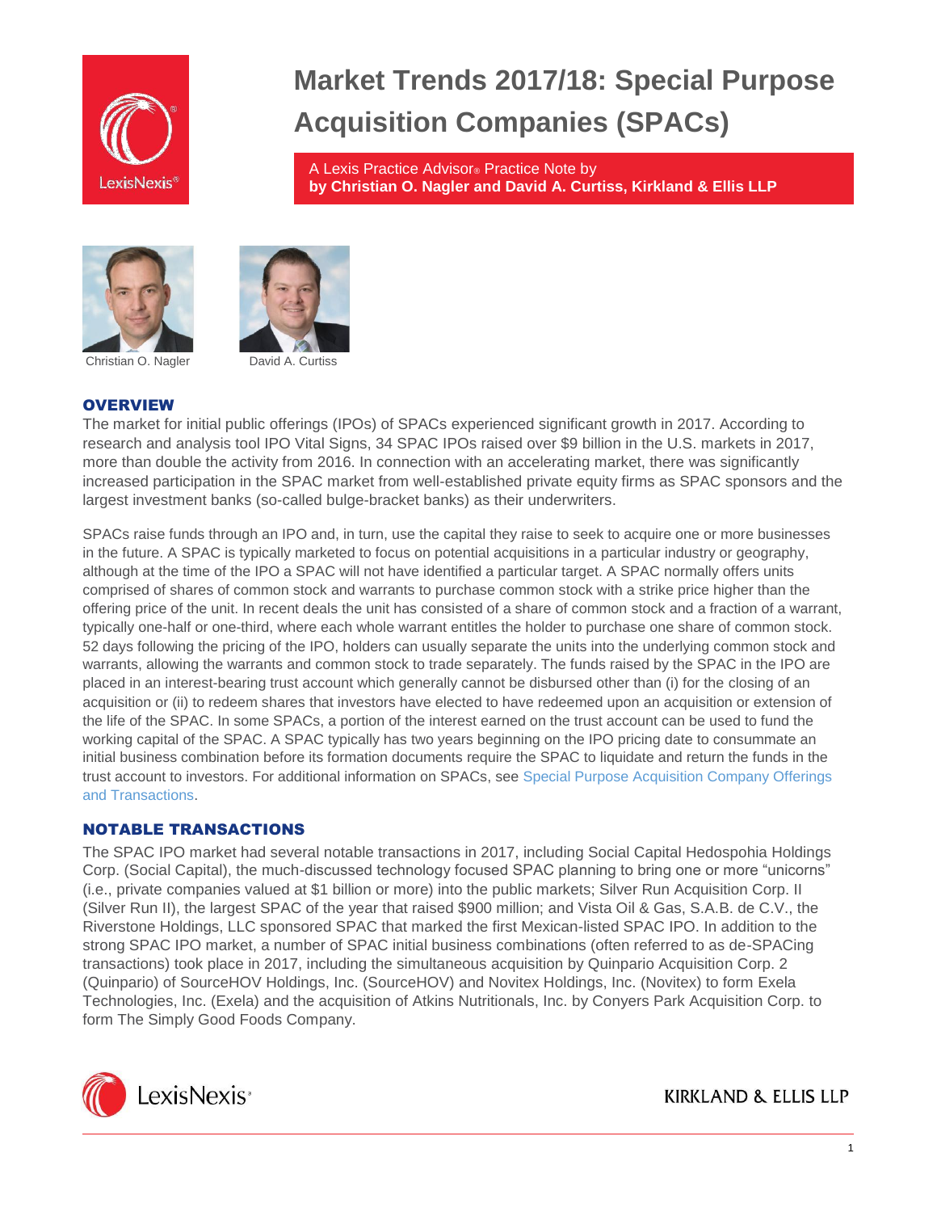# Market Trends 2017/18: Special Purpose Acquisition Companies (SPACs)

A Lexis Practice Advisor® Practice Note by
**by Christian O. Nagler and David A. Curtiss, Kirkland & Ellis LLP**

Christian O. Nagler

David A. Curtiss

## OVERVIEW

The market for initial public offerings (IPOs) of SPACs experienced significant growth in 2017. According to research and analysis tool IPO Vital Signs, 34 SPAC IPOs raised over $9 billion in the U.S. markets in 2017, more than double the activity from 2016. In connection with an accelerating market, there was significantly increased participation in the SPAC market from well-established private equity firms as SPAC sponsors and the largest investment banks (so-called bulge-bracket banks) as their underwriters.

SPACs raise funds through an IPO and, in turn, use the capital they raise to seek to acquire one or more businesses in the future. A SPAC is typically marketed to focus on potential acquisitions in a particular industry or geography, although at the time of the IPO a SPAC will not have identified a particular target. A SPAC normally offers units comprised of shares of common stock and warrants to purchase common stock with a strike price higher than the offering price of the unit. In recent deals the unit has consisted of a share of common stock and a fraction of a warrant, typically one-half or one-third, where each whole warrant entitles the holder to purchase one share of common stock. 52 days following the pricing of the IPO, holders can usually separate the units into the underlying common stock and warrants, allowing the warrants and common stock to trade separately. The funds raised by the SPAC in the IPO are placed in an interest-bearing trust account which generally cannot be disbursed other than (i) for the closing of an acquisition or (ii) to redeem shares that investors have elected to have redeemed upon an acquisition or extension of the life of the SPAC. In some SPACs, a portion of the interest earned on the trust account can be used to fund the working capital of the SPAC. A SPAC typically has two years beginning on the IPO pricing date to consummate an initial business combination before its formation documents require the SPAC to liquidate and return the funds in the trust account to investors. For additional information on SPACs, see Special Purpose Acquisition Company Offerings and Transactions.

## NOTABLE TRANSACTIONS

The SPAC IPO market had several notable transactions in 2017, including Social Capital Hedosphia Holdings Corp. (Social Capital), the much-discussed technology focused SPAC planning to bring one or more "unicorns" (i.e., private companies valued at $1 billion or more) into the public markets; Silver Run Acquisition Corp. II (Silver Run II), the largest SPAC of the year that raised $900 million; and Vista Oil & Gas, S.A.B. de C.V., the Riverstone Holdings, LLC sponsored SPAC that marked the first Mexican-listed SPAC IPO. In addition to the strong SPAC IPO market, a number of SPAC initial business combinations (often referred to as de-SPACing transactions) took place in 2017, including the simultaneous acquisition by Quinpario Acquisition Corp. 2 (Quinpario) of SourceHOV Holdings, Inc. (SourceHOV) and Novitex Holdings, Inc. (Novitex) to form Exela Technologies, Inc. (Exela) and the acquisition of Atkins Nutritionals, Inc. by Conyers Park Acquisition Corp. to form The Simply Good Foods Company.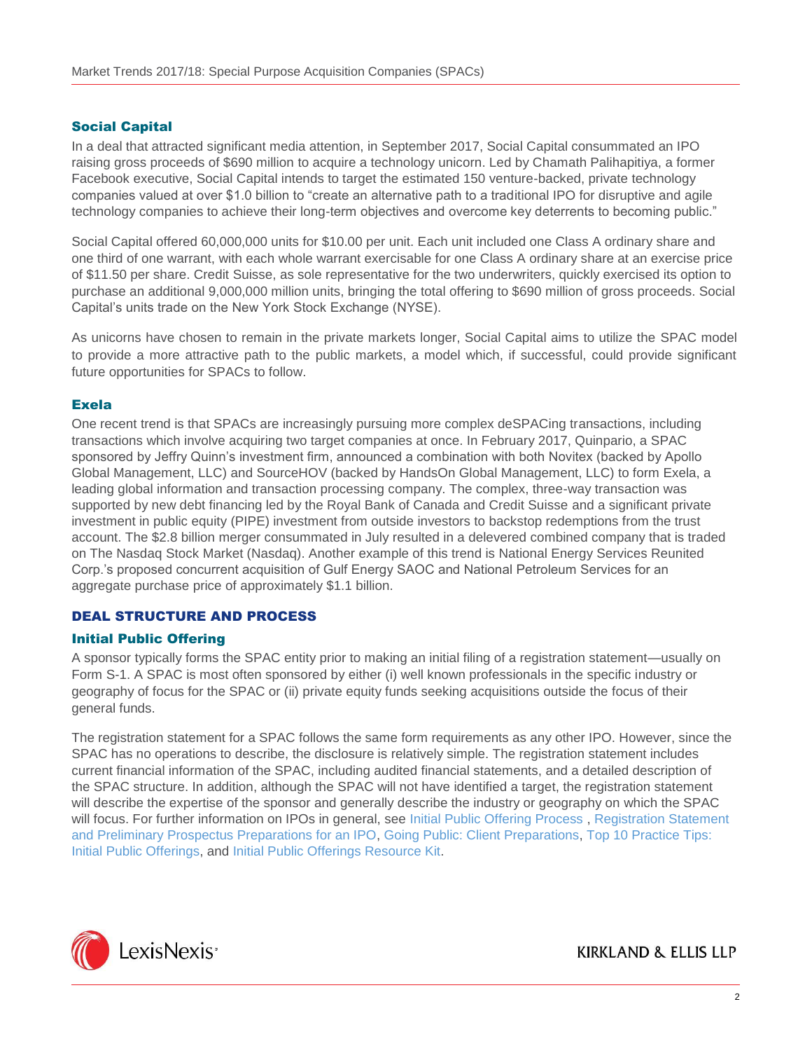### Social Capital

In a deal that attracted significant media attention, in September 2017, Social Capital consummated an IPO raising gross proceeds of $690 million to acquire a technology unicorn. Led by Chamath Palihapitiya, a former Facebook executive, Social Capital intends to target the estimated 150 venture-backed, private technology companies valued at over $1.0 billion to "create an alternative path to a traditional IPO for disruptive and agile technology companies to achieve their long-term objectives and overcome key deterrents to becoming public."

Social Capital offered 60,000,000 units for $10.00 per unit. Each unit included one Class A ordinary share and one third of one warrant, with each whole warrant exercisable for one Class A ordinary share at an exercise price of $11.50 per share. Credit Suisse, as sole representative for the two underwriters, quickly exercised its option to purchase an additional 9,000,000 million units, bringing the total offering to $690 million of gross proceeds. Social Capital's units trade on the New York Stock Exchange (NYSE).

As unicorns have chosen to remain in the private markets longer, Social Capital aims to utilize the SPAC model to provide a more attractive path to the public markets, a model which, if successful, could provide significant future opportunities for SPACs to follow.

### Exela

One recent trend is that SPACs are increasingly pursuing more complex deSPACing transactions, including transactions which involve acquiring two target companies at once. In February 2017, Quinpario, a SPAC sponsored by Jeffry Quinn's investment firm, announced a combination with both Novitex (backed by Apollo Global Management, LLC) and SourceHOV (backed by HandsOn Global Management, LLC) to form Exela, a leading global information and transaction processing company. The complex, three-way transaction was supported by new debt financing led by the Royal Bank of Canada and Credit Suisse and a significant private investment in public equity (PIPE) investment from outside investors to backstop redemptions from the trust account. The $2.8 billion merger consummated in July resulted in a delevered combined company that is traded on The Nasdaq Stock Market (Nasdaq). Another example of this trend is National Energy Services Reunited Corp.'s proposed concurrent acquisition of Gulf Energy SAOC and National Petroleum Services for an aggregate purchase price of approximately $1.1 billion.

## DEAL STRUCTURE AND PROCESS

### Initial Public Offering

A sponsor typically forms the SPAC entity prior to making an initial filing of a registration statement—usually on Form S-1. A SPAC is most often sponsored by either (i) well known professionals in the specific industry or geography of focus for the SPAC or (ii) private equity funds seeking acquisitions outside the focus of their general funds.

The registration statement for a SPAC follows the same form requirements as any other IPO. However, since the SPAC has no operations to describe, the disclosure is relatively simple. The registration statement includes current financial information of the SPAC, including audited financial statements, and a detailed description of the SPAC structure. In addition, although the SPAC will not have identified a target, the registration statement will describe the expertise of the sponsor and generally describe the industry or geography on which the SPAC will focus. For further information on IPOs in general, see Initial Public Offering Process , Registration Statement and Preliminary Prospectus Preparations for an IPO, Going Public: Client Preparations, Top 10 Practice Tips: Initial Public Offerings, and Initial Public Offerings Resource Kit.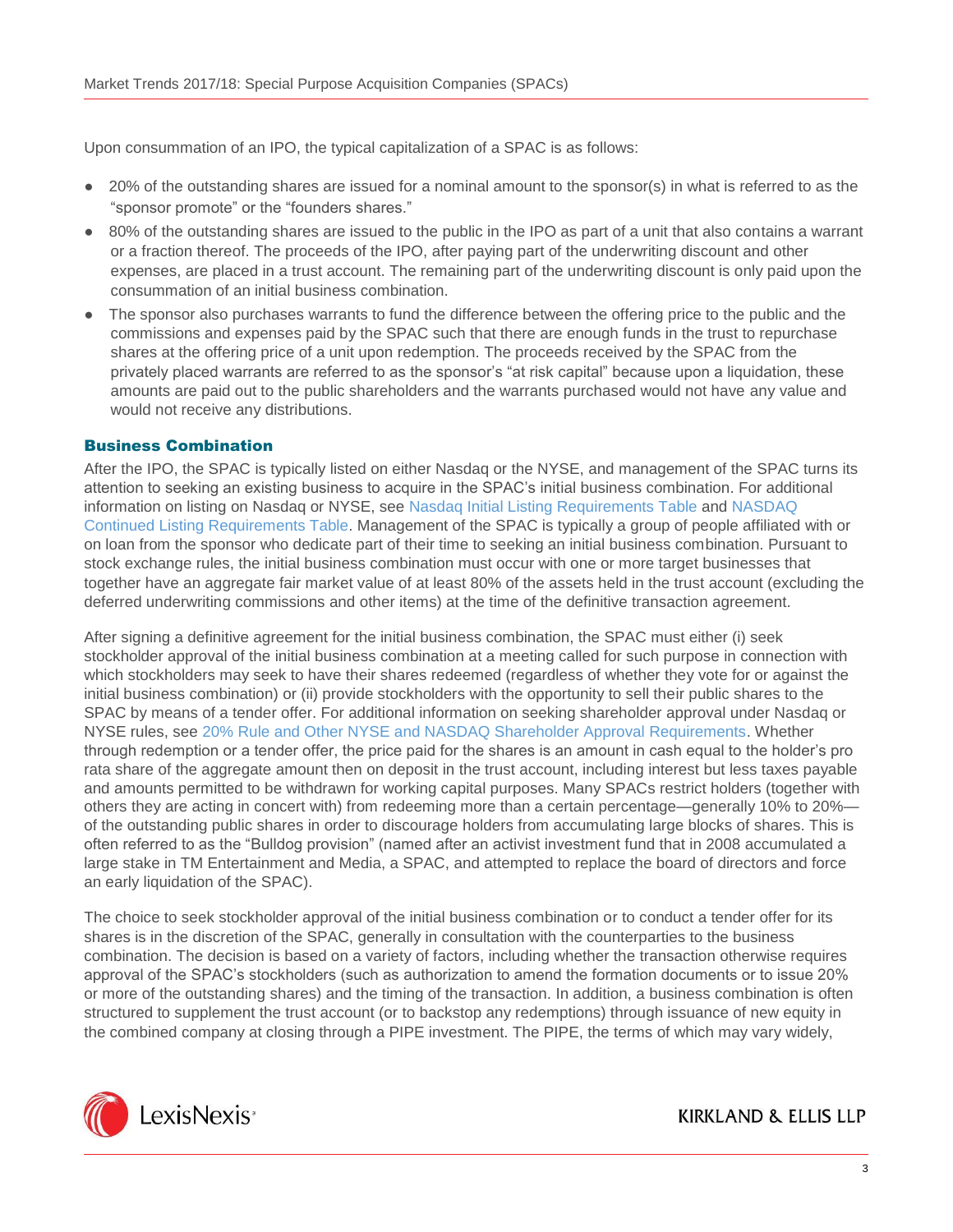Upon consummation of an IPO, the typical capitalization of a SPAC is as follows:

- 20% of the outstanding shares are issued for a nominal amount to the sponsor(s) in what is referred to as the "sponsor promote" or the "founders shares."
- 80% of the outstanding shares are issued to the public in the IPO as part of a unit that also contains a warrant or a fraction thereof. The proceeds of the IPO, after paying part of the underwriting discount and other expenses, are placed in a trust account. The remaining part of the underwriting discount is only paid upon the consummation of an initial business combination.
- The sponsor also purchases warrants to fund the difference between the offering price to the public and the commissions and expenses paid by the SPAC such that there are enough funds in the trust to repurchase shares at the offering price of a unit upon redemption. The proceeds received by the SPAC from the privately placed warrants are referred to as the sponsor's "at risk capital" because upon a liquidation, these amounts are paid out to the public shareholders and the warrants purchased would not have any value and would not receive any distributions.

## Business Combination

After the IPO, the SPAC is typically listed on either Nasdaq or the NYSE, and management of the SPAC turns its attention to seeking an existing business to acquire in the SPAC's initial business combination. For additional information on listing on Nasdaq or NYSE, see Nasdaq Initial Listing Requirements Table and NASDAQ Continued Listing Requirements Table. Management of the SPAC is typically a group of people affiliated with or on loan from the sponsor who dedicate part of their time to seeking an initial business combination. Pursuant to stock exchange rules, the initial business combination must occur with one or more target businesses that together have an aggregate fair market value of at least 80% of the assets held in the trust account (excluding the deferred underwriting commissions and other items) at the time of the definitive transaction agreement.

After signing a definitive agreement for the initial business combination, the SPAC must either (i) seek stockholder approval of the initial business combination at a meeting called for such purpose in connection with which stockholders may seek to have their shares redeemed (regardless of whether they vote for or against the initial business combination) or (ii) provide stockholders with the opportunity to sell their public shares to the SPAC by means of a tender offer. For additional information on seeking shareholder approval under Nasdaq or NYSE rules, see 20% Rule and Other NYSE and NASDAQ Shareholder Approval Requirements. Whether through redemption or a tender offer, the price paid for the shares is an amount in cash equal to the holder's pro rata share of the aggregate amount then on deposit in the trust account, including interest but less taxes payable and amounts permitted to be withdrawn for working capital purposes. Many SPACs restrict holders (together with others they are acting in concert with) from redeeming more than a certain percentage—generally 10% to 20%—of the outstanding public shares in order to discourage holders from accumulating large blocks of shares. This is often referred to as the "Bulldog provision" (named after an activist investment fund that in 2008 accumulated a large stake in TM Entertainment and Media, a SPAC, and attempted to replace the board of directors and force an early liquidation of the SPAC).

The choice to seek stockholder approval of the initial business combination or to conduct a tender offer for its shares is in the discretion of the SPAC, generally in consultation with the counterparties to the business combination. The decision is based on a variety of factors, including whether the transaction otherwise requires approval of the SPAC's stockholders (such as authorization to amend the formation documents or to issue 20% or more of the outstanding shares) and the timing of the transaction. In addition, a business combination is often structured to supplement the trust account (or to backstop any redemptions) through issuance of new equity in the combined company at closing through a PIPE investment. The PIPE, the terms of which may vary widely,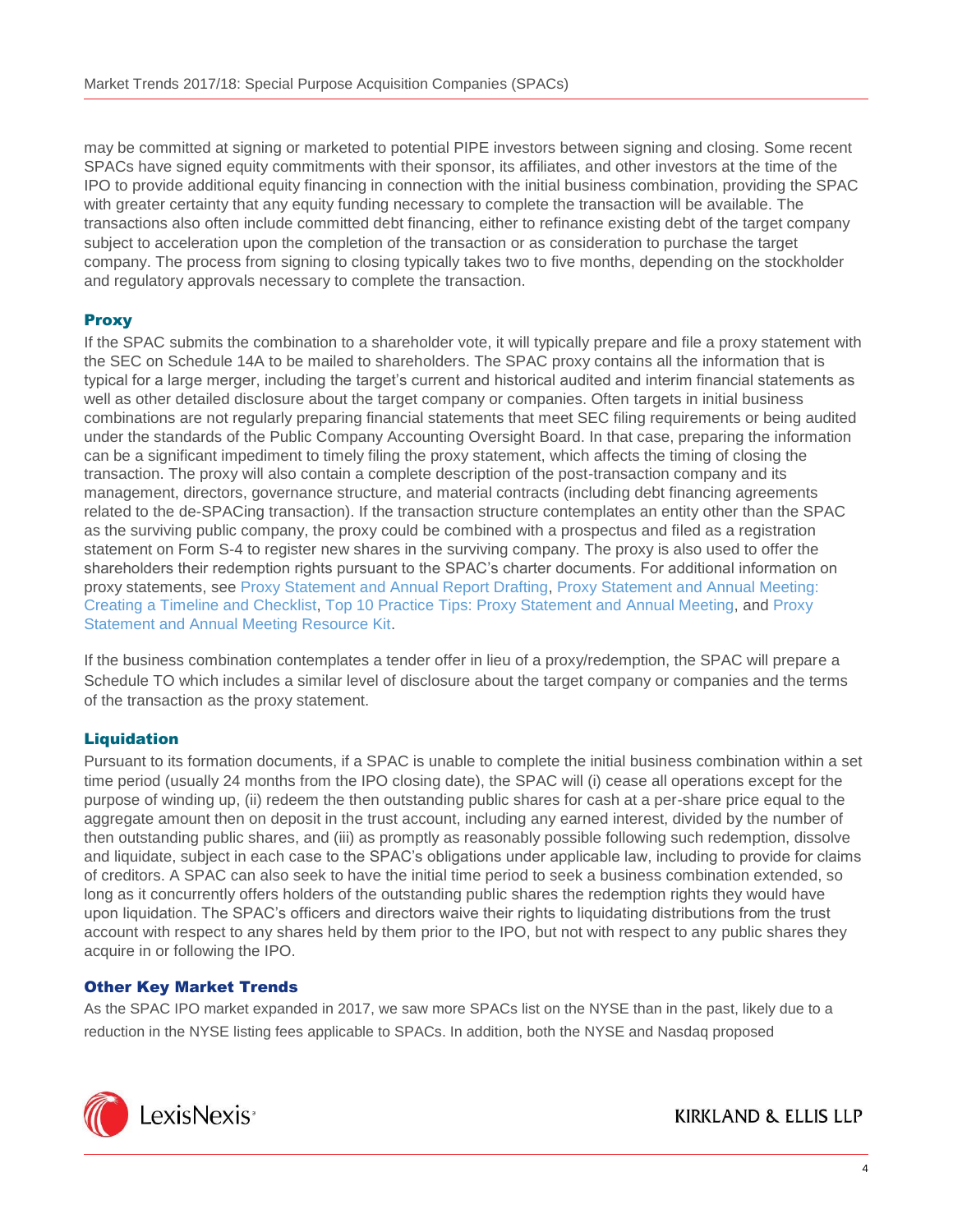may be committed at signing or marketed to potential PIPE investors between signing and closing. Some recent SPACs have signed equity commitments with their sponsor, its affiliates, and other investors at the time of the IPO to provide additional equity financing in connection with the initial business combination, providing the SPAC with greater certainty that any equity funding necessary to complete the transaction will be available. The transactions also often include committed debt financing, either to refinance existing debt of the target company subject to acceleration upon the completion of the transaction or as consideration to purchase the target company. The process from signing to closing typically takes two to five months, depending on the stockholder and regulatory approvals necessary to complete the transaction.

### Proxy

If the SPAC submits the combination to a shareholder vote, it will typically prepare and file a proxy statement with the SEC on Schedule 14A to be mailed to shareholders. The SPAC proxy contains all the information that is typical for a large merger, including the target's current and historical audited and interim financial statements as well as other detailed disclosure about the target company or companies. Often targets in initial business combinations are not regularly preparing financial statements that meet SEC filing requirements or being audited under the standards of the Public Company Accounting Oversight Board. In that case, preparing the information can be a significant impediment to timely filing the proxy statement, which affects the timing of closing the transaction. The proxy will also contain a complete description of the post-transaction company and its management, directors, governance structure, and material contracts (including debt financing agreements related to the de-SPACing transaction). If the transaction structure contemplates an entity other than the SPAC as the surviving public company, the proxy could be combined with a prospectus and filed as a registration statement on Form S-4 to register new shares in the surviving company. The proxy is also used to offer the shareholders their redemption rights pursuant to the SPAC's charter documents. For additional information on proxy statements, see Proxy Statement and Annual Report Drafting, Proxy Statement and Annual Meeting: Creating a Timeline and Checklist, Top 10 Practice Tips: Proxy Statement and Annual Meeting, and Proxy Statement and Annual Meeting Resource Kit.

If the business combination contemplates a tender offer in lieu of a proxy/redemption, the SPAC will prepare a Schedule TO which includes a similar level of disclosure about the target company or companies and the terms of the transaction as the proxy statement.

### Liquidation

Pursuant to its formation documents, if a SPAC is unable to complete the initial business combination within a set time period (usually 24 months from the IPO closing date), the SPAC will (i) cease all operations except for the purpose of winding up, (ii) redeem the then outstanding public shares for cash at a per-share price equal to the aggregate amount then on deposit in the trust account, including any earned interest, divided by the number of then outstanding public shares, and (iii) as promptly as reasonably possible following such redemption, dissolve and liquidate, subject in each case to the SPAC's obligations under applicable law, including to provide for claims of creditors. A SPAC can also seek to have the initial time period to seek a business combination extended, so long as it concurrently offers holders of the outstanding public shares the redemption rights they would have upon liquidation. The SPAC's officers and directors waive their rights to liquidating distributions from the trust account with respect to any shares held by them prior to the IPO, but not with respect to any public shares they acquire in or following the IPO.

### Other Key Market Trends

As the SPAC IPO market expanded in 2017, we saw more SPACs list on the NYSE than in the past, likely due to a reduction in the NYSE listing fees applicable to SPACs. In addition, both the NYSE and Nasdaq proposed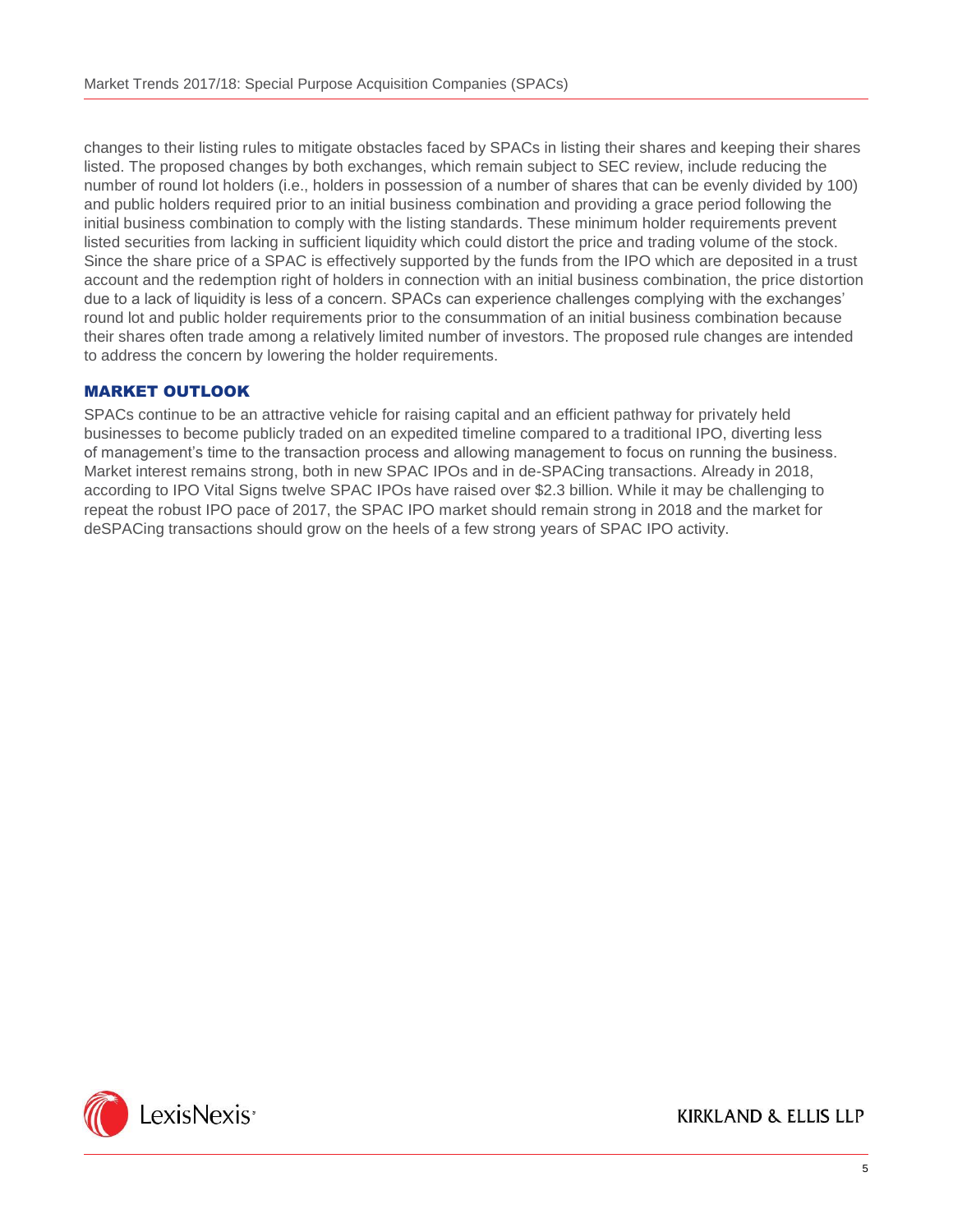changes to their listing rules to mitigate obstacles faced by SPACs in listing their shares and keeping their shares listed. The proposed changes by both exchanges, which remain subject to SEC review, include reducing the number of round lot holders (i.e., holders in possession of a number of shares that can be evenly divided by 100) and public holders required prior to an initial business combination and providing a grace period following the initial business combination to comply with the listing standards. These minimum holder requirements prevent listed securities from lacking in sufficient liquidity which could distort the price and trading volume of the stock. Since the share price of a SPAC is effectively supported by the funds from the IPO which are deposited in a trust account and the redemption right of holders in connection with an initial business combination, the price distortion due to a lack of liquidity is less of a concern. SPACs can experience challenges complying with the exchanges' round lot and public holder requirements prior to the consummation of an initial business combination because their shares often trade among a relatively limited number of investors. The proposed rule changes are intended to address the concern by lowering the holder requirements.

## MARKET OUTLOOK

SPACs continue to be an attractive vehicle for raising capital and an efficient pathway for privately held businesses to become publicly traded on an expedited timeline compared to a traditional IPO, diverting less of management's time to the transaction process and allowing management to focus on running the business. Market interest remains strong, both in new SPAC IPOs and in de-SPACing transactions. Already in 2018, according to IPO Vital Signs twelve SPAC IPOs have raised over $2.3 billion. While it may be challenging to repeat the robust IPO pace of 2017, the SPAC IPO market should remain strong in 2018 and the market for deSPACing transactions should grow on the heels of a few strong years of SPAC IPO activity.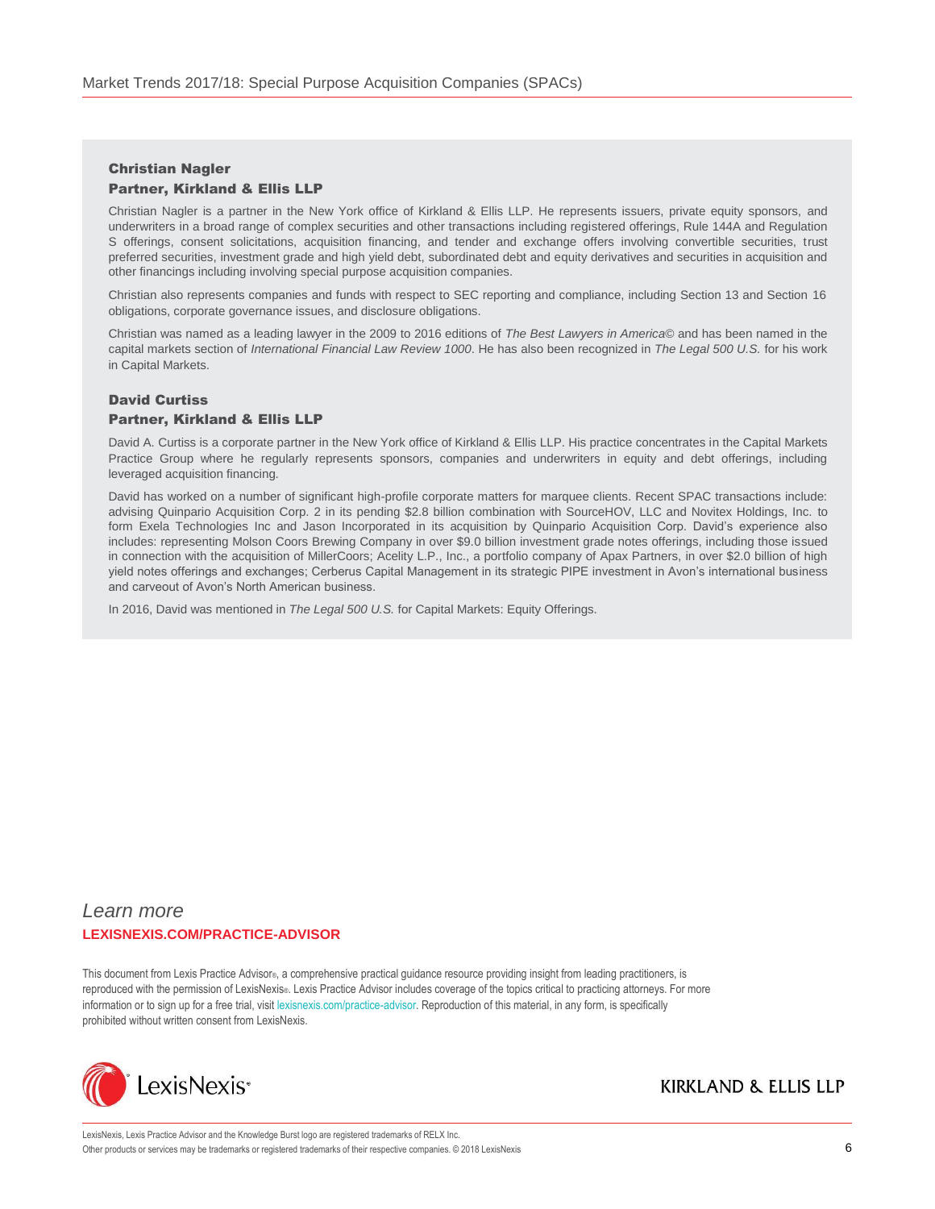### Christian Nagler
### Partner, Kirkland & Ellis LLP

Christian Nagler is a partner in the New York office of Kirkland & Ellis LLP. He represents issuers, private equity sponsors, and underwriters in a broad range of complex securities and other transactions including registered offerings, Rule 144A and Regulation S offerings, consent solicitations, acquisition financing, and tender and exchange offers involving convertible securities, trust preferred securities, investment grade and high yield debt, subordinated debt and equity derivatives and securities in acquisition and other financings including involving special purpose acquisition companies.

Christian also represents companies and funds with respect to SEC reporting and compliance, including Section 13 and Section 16 obligations, corporate governance issues, and disclosure obligations.

Christian was named as a leading lawyer in the 2009 to 2016 editions of *The Best Lawyers in America©* and has been named in the capital markets section of *International Financial Law Review 1000*. He has also been recognized in *The Legal 500 U.S.* for his work in Capital Markets.

### David Curtiss
### Partner, Kirkland & Ellis LLP

David A. Curtiss is a corporate partner in the New York office of Kirkland & Ellis LLP. His practice concentrates in the Capital Markets Practice Group where he regularly represents sponsors, companies and underwriters in equity and debt offerings, including leveraged acquisition financing.

David has worked on a number of significant high-profile corporate matters for marquee clients. Recent SPAC transactions include: advising Quinpario Acquisition Corp. 2 in its pending $2.8 billion combination with SourceHOV, LLC and Novitex Holdings, Inc. to form Exela Technologies Inc and Jason Incorporated in its acquisition by Quinpario Acquisition Corp. David's experience also includes: representing Molson Coors Brewing Company in over $9.0 billion investment grade notes offerings, including those issued in connection with the acquisition of MillerCoors; Acelity L.P., Inc., a portfolio company of Apax Partners, in over $2.0 billion of high yield notes offerings and exchanges; Cerberus Capital Management in its strategic PIPE investment in Avon's international business and carveout of Avon's North American business.

In 2016, David was mentioned in *The Legal 500 U.S.* for Capital Markets: Equity Offerings.

*Learn more*

**LEXISNEXIS.COM/PRACTICE-ADVISOR**

This document from Lexis Practice Advisor®, a comprehensive practical guidance resource providing insight from leading practitioners, is reproduced with the permission of LexisNexis®. Lexis Practice Advisor includes coverage of the topics critical to practicing attorneys. For more information or to sign up for a free trial, visit lexisnexis.com/practice-advisor. Reproduction of this material, in any form, is specifically prohibited without written consent from LexisNexis.

LexisNexis®

KIRKLAND & ELLIS LLP

LexisNexis, Lexis Practice Advisor and the Knowledge Burst logo are registered trademarks of RELX Inc.
Other products or services may be trademarks or registered trademarks of their respective companies. © 2018 LexisNexis